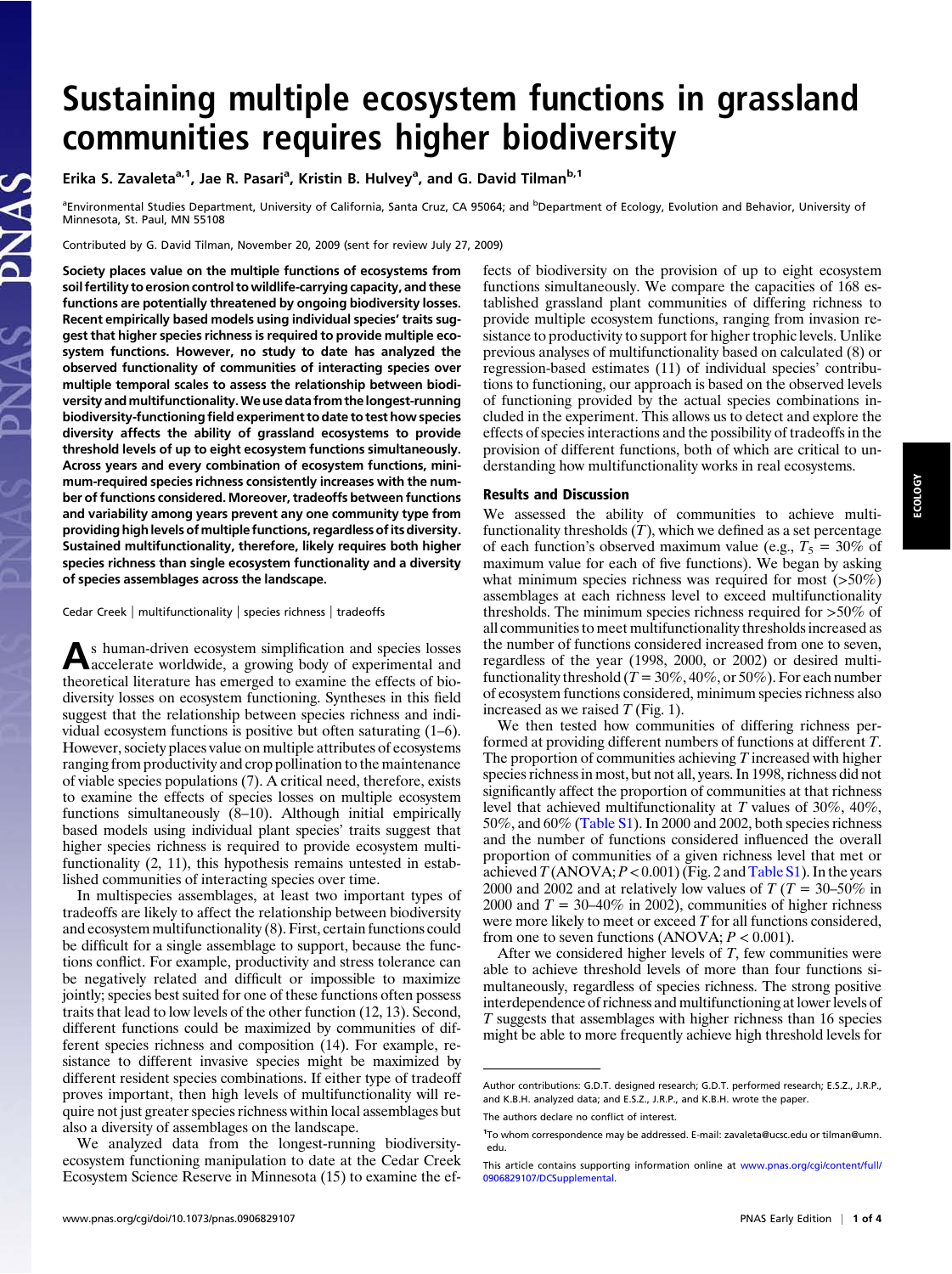# Sustaining multiple ecosystem functions in grassland communities requires higher biodiversity

Erika S. Zavaleta[a,1], Jae R. Pasari[a], Kristin B. Hulvey[a], and G. David Tilman[b,1]

[a]Environmental Studies Department, University of California, Santa Cruz, CA 95064; and [b]Department of Ecology, Evolution and Behavior, University of Minnesota, St. Paul, MN 55108

Contributed by G. David Tilman, November 20, 2009 (sent for review July 27, 2009)

**Society places value on the multiple functions of ecosystems from soil fertility to erosion control to wildlife-carrying capacity, and these functions are potentially threatened by ongoing biodiversity losses. Recent empirically based models using individual species' traits suggest that higher species richness is required to provide multiple ecosystem functions. However, no study to date has analyzed the observed functionality of communities of interacting species over multiple temporal scales to assess the relationship between biodiversity and multifunctionality. We use data from the longest-running biodiversity-functioning field experiment to date to test how species diversity affects the ability of grassland ecosystems to provide threshold levels of up to eight ecosystem functions simultaneously. Across years and every combination of ecosystem functions, minimum-required species richness consistently increases with the number of functions considered. Moreover, tradeoffs between functions and variability among years prevent any one community type from providing high levels of multiple functions, regardless of its diversity. Sustained multifunctionality, therefore, likely requires both higher species richness than single ecosystem functionality and a diversity of species assemblages across the landscape.**

Cedar Creek | multifunctionality | species richness | tradeoffs

As human-driven ecosystem simplification and species losses accelerate worldwide, a growing body of experimental and theoretical literature has emerged to examine the effects of biodiversity losses on ecosystem functioning. Syntheses in this field suggest that the relationship between species richness and individual ecosystem functions is positive but often saturating (1–6). However, society places value on multiple attributes of ecosystems ranging from productivity and crop pollination to the maintenance of viable species populations (7). A critical need, therefore, exists to examine the effects of species losses on multiple ecosystem functions simultaneously (8–10). Although initial empirically based models using individual plant species' traits suggest that higher species richness is required to provide ecosystem multifunctionality (2, 11), this hypothesis remains untested in established communities of interacting species over time.

In multispecies assemblages, at least two important types of tradeoffs are likely to affect the relationship between biodiversity and ecosystem multifunctionality (8). First, certain functions could be difficult for a single assemblage to support, because the functions conflict. For example, productivity and stress tolerance can be negatively related and difficult or impossible to maximize jointly; species best suited for one of these functions often possess traits that lead to low levels of the other function (12, 13). Second, different functions could be maximized by communities of different species richness and composition (14). For example, resistance to different invasive species might be maximized by different resident species combinations. If either type of tradeoff proves important, then high levels of multifunctionality will require not just greater species richness within local assemblages but also a diversity of assemblages on the landscape.

We analyzed data from the longest-running biodiversity-ecosystem functioning manipulation to date at the Cedar Creek Ecosystem Science Reserve in Minnesota (15) to examine the effects of biodiversity on the provision of up to eight ecosystem functions simultaneously. We compare the capacities of 168 established grassland plant communities of differing richness to provide multiple ecosystem functions, ranging from invasion resistance to productivity to support for higher trophic levels. Unlike previous analyses of multifunctionality based on calculated (8) or regression-based estimates (11) of individual species' contributions to functioning, our approach is based on the observed levels of functioning provided by the actual species combinations included in the experiment. This allows us to detect and explore the effects of species interactions and the possibility of tradeoffs in the provision of different functions, both of which are critical to understanding how multifunctionality works in real ecosystems.

## Results and Discussion

We assessed the ability of communities to achieve multifunctionality thresholds ($T$), which we defined as a set percentage of each function's observed maximum value (e.g., $T_5$ = 30% of maximum value for each of five functions). We began by asking what minimum species richness was required for most (>50%) assemblages at each richness level to exceed multifunctionality thresholds. The minimum species richness required for >50% of all communities to meet multifunctionality thresholds increased as the number of functions considered increased from one to seven, regardless of the year (1998, 2000, or 2002) or desired multifunctionality threshold ($T$ = 30%, 40%, or 50%). For each number of ecosystem functions considered, minimum species richness also increased as we raised $T$ (Fig. 1).

We then tested how communities of differing richness performed at providing different numbers of functions at different $T$. The proportion of communities achieving $T$ increased with higher species richness in most, but not all, years. In 1998, richness did not significantly affect the proportion of communities at that richness level that achieved multifunctionality at $T$ values of 30%, 40%, 50%, and 60% (Table S1). In 2000 and 2002, both species richness and the number of functions considered influenced the overall proportion of communities of a given richness level that met or achieved $T$ (ANOVA; $P < 0.001$) (Fig. 2 and Table S1). In the years 2000 and 2002 and at relatively low values of $T$ ($T$ = 30–50% in 2000 and $T$ = 30–40% in 2002), communities of higher richness were more likely to meet or exceed $T$ for all functions considered, from one to seven functions (ANOVA; $P < 0.001$).

After we considered higher levels of $T$, few communities were able to achieve threshold levels of more than four functions simultaneously, regardless of species richness. The strong positive interdependence of richness and multifunctioning at lower levels of $T$ suggests that assemblages with higher richness than 16 species might be able to more frequently achieve high threshold levels for

---

Author contributions: G.D.T. designed research; G.D.T. performed research; E.S.Z., J.R.P., and K.B.H. analyzed data; and E.S.Z., J.R.P., and K.B.H. wrote the paper.

The authors declare no conflict of interest.

[1]To whom correspondence may be addressed. E-mail: zavaleta@ucsc.edu or tilman@umn.edu.

This article contains supporting information online at www.pnas.org/cgi/content/full/0906829107/DCSupplemental.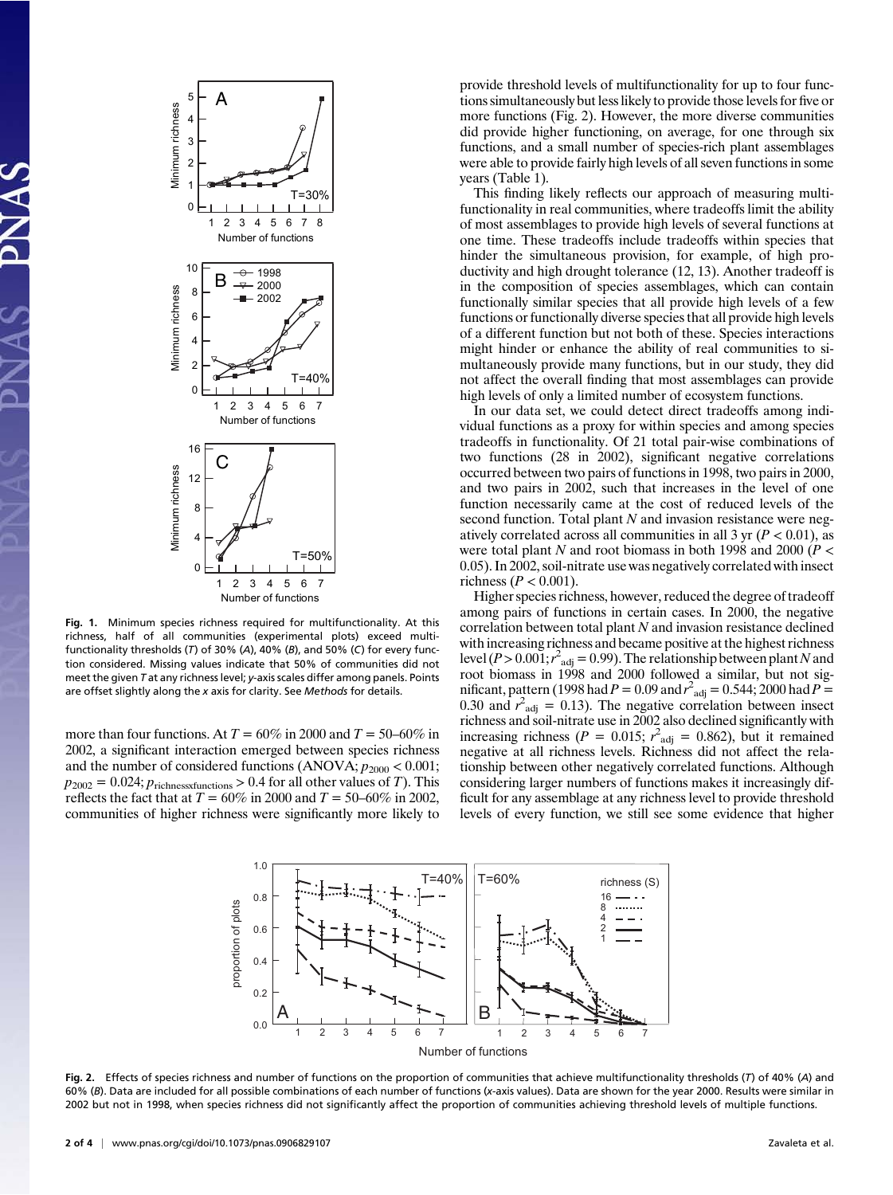Fig. 1. Minimum species richness required for multifunctionality. At this richness, half of all communities (experimental plots) exceed multifunctionality thresholds (*T*) of 30% (*A*), 40% (*B*), and 50% (*C*) for every function considered. Missing values indicate that 50% of communities did not meet the given *T* at any richness level; *y*-axis scales differ among panels. Points are offset slightly along the *x* axis for clarity. See *Methods* for details.

more than four functions. At $T = 60\%$ in 2000 and $T = 50–60\%$ in 2002, a significant interaction emerged between species richness and the number of considered functions (ANOVA; $p_{2000} < 0.001$; $p_{2002} = 0.024$; $p_{richness x functions} > 0.4$ for all other values of *T*). This reflects the fact that at $T = 60\%$ in 2000 and $T = 50–60\%$ in 2002, communities of higher richness were significantly more likely to provide threshold levels of multifunctionality for up to four functions simultaneously but less likely to provide those levels for five or more functions (Fig. 2). However, the more diverse communities did provide higher functioning, on average, for one through six functions, and a small number of species-rich plant assemblages were able to provide fairly high levels of all seven functions in some years (Table 1).

This finding likely reflects our approach of measuring multifunctionality in real communities, where tradeoffs limit the ability of most assemblages to provide high levels of several functions at one time. These tradeoffs include tradeoffs within species that hinder the simultaneous provision, for example, of high productivity and high drought tolerance (12, 13). Another tradeoff is in the composition of species assemblages, which can contain functionally similar species that all provide high levels of a few functions or functionally diverse species that all provide high levels of a different function but not both of these. Species interactions might hinder or enhance the ability of real communities to simultaneously provide many functions, but in our study, they did not affect the overall finding that most assemblages can provide high levels of only a limited number of ecosystem functions.

In our data set, we could detect direct tradeoffs among individual functions as a proxy for within species and among species tradeoffs in functionality. Of 21 total pair-wise combinations of two functions (28 in 2002), significant negative correlations occurred between two pairs of functions in 1998, two pairs in 2000, and two pairs in 2002, such that increases in the level of one function necessarily came at the cost of reduced levels of the second function. Total plant *N* and invasion resistance were negatively correlated across all communities in all 3 yr ($P < 0.01$), as were total plant *N* and root biomass in both 1998 and 2000 ($P < 0.05$). In 2002, soil-nitrate use was negatively correlated with insect richness ($P < 0.001$).

Higher species richness, however, reduced the degree of tradeoff among pairs of functions in certain cases. In 2000, the negative correlation between total plant *N* and invasion resistance declined with increasing richness and became positive at the highest richness level ($P > 0.001$; $r^2_{adj} = 0.99$). The relationship between plant *N* and root biomass in 1998 and 2000 followed a similar, but not significant, pattern (1998 had $P = 0.09$ and $r^2_{adj} = 0.544$; 2000 had $P = 0.30$ and $r^2_{adj} = 0.13$). The negative correlation between insect richness and soil-nitrate use in 2002 also declined significantly with increasing richness ($P = 0.015$; $r^2_{adj} = 0.862$), but it remained negative at all richness levels. Richness did not affect the relationship between other negatively correlated functions. Although considering larger numbers of functions makes it increasingly difficult for any assemblage at any richness level to provide threshold levels of every function, we still see some evidence that higher

Fig. 2. Effects of species richness and number of functions on the proportion of communities that achieve multifunctionality thresholds (*T*) of 40% (*A*) and 60% (*B*). Data are included for all possible combinations of each number of functions (*x*-axis values). Data are shown for the year 2000. Results were similar in 2002 but not in 1998, when species richness did not significantly affect the proportion of communities achieving threshold levels of multiple functions.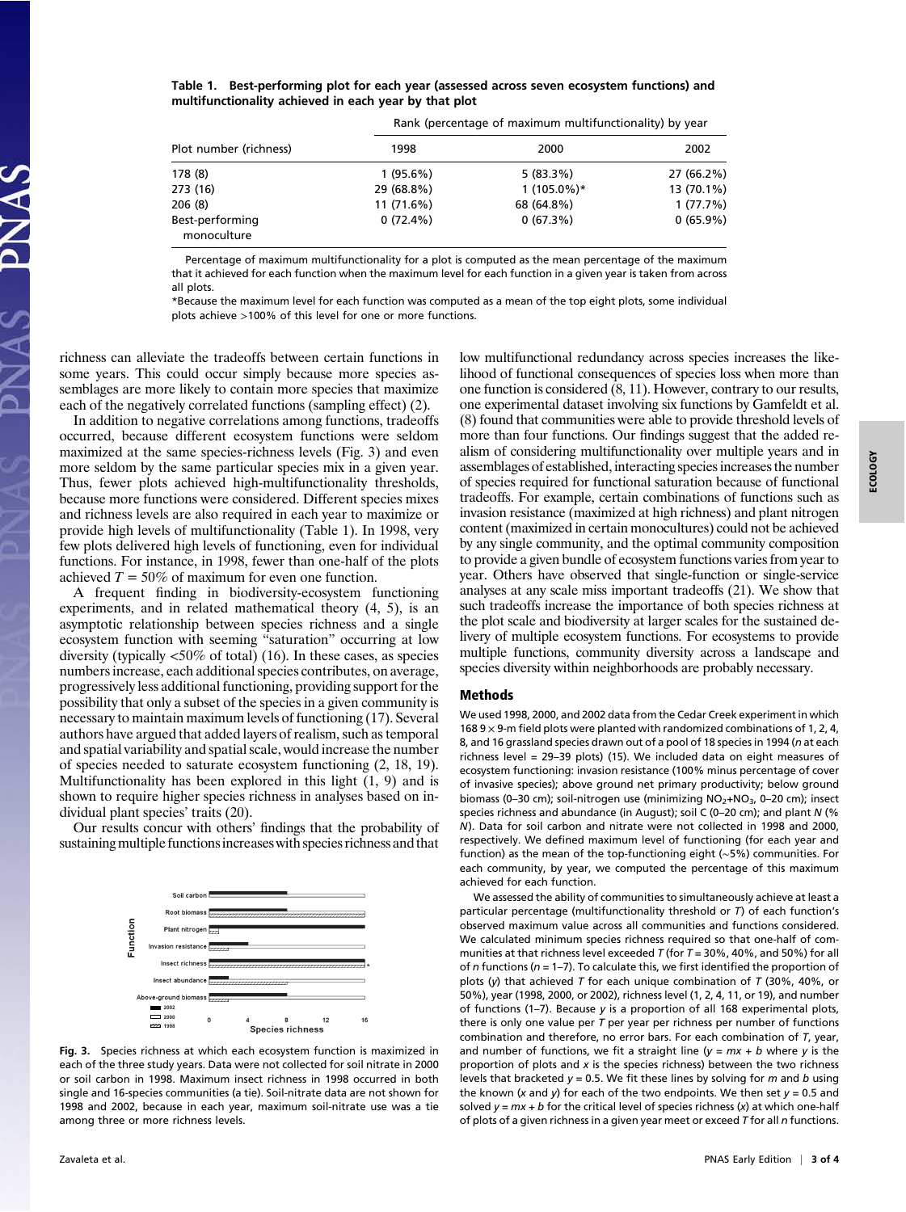**Table 1. Best-performing plot for each year (assessed across seven ecosystem functions) and multifunctionality achieved in each year by that plot**

| Plot number (richness) | Rank (percentage of maximum multifunctionality) by year | | |
|---|---|---|---|
| | 1998 | 2000 | 2002 |
| 178 (8) | 1 (95.6%) | 5 (83.3%) | 27 (66.2%) |
| 273 (16) | 29 (68.8%) | 1 (105.0%)* | 13 (70.1%) |
| 206 (8) | 11 (71.6%) | 68 (64.8%) | 1 (77.7%) |
| Best-performing monoculture | 0 (72.4%) | 0 (67.3%) | 0 (65.9%) |

Percentage of maximum multifunctionality for a plot is computed as the mean percentage of the maximum that it achieved for each function when the maximum level for each function in a given year is taken from across all plots.

*Because the maximum level for each function was computed as a mean of the top eight plots, some individual plots achieve >100% of this level for one or more functions.

richness can alleviate the tradeoffs between certain functions in some years. This could occur simply because more species assemblages are more likely to contain more species that maximize each of the negatively correlated functions (sampling effect) (2).

In addition to negative correlations among functions, tradeoffs occurred, because different ecosystem functions were seldom maximized at the same species-richness levels (Fig. 3) and even more seldom by the same particular species mix in a given year. Thus, fewer plots achieved high-multifunctionality thresholds, because more functions were considered. Different species mixes and richness levels are also required in each year to maximize or provide high levels of multifunctionality (Table 1). In 1998, very few plots delivered high levels of functioning, even for individual functions. For instance, in 1998, fewer than one-half of the plots achieved $T = 50\%$ of maximum for even one function.

A frequent finding in biodiversity-ecosystem functioning experiments, and in related mathematical theory (4, 5), is an asymptotic relationship between species richness and a single ecosystem function with seeming "saturation" occurring at low diversity (typically <50% of total) (16). In these cases, as species numbers increase, each additional species contributes, on average, progressively less additional functioning, providing support for the possibility that only a subset of the species in a given community is necessary to maintain maximum levels of functioning (17). Several authors have argued that added layers of realism, such as temporal and spatial variability and spatial scale, would increase the number of species needed to saturate ecosystem functioning (2, 18, 19). Multifunctionality has been explored in this light (1, 9) and is shown to require higher species richness in analyses based on individual plant species' traits (20).

Our results concur with others' findings that the probability of sustaining multiple functions increases with species richness and that low multifunctional redundancy across species increases the likelihood of functional consequences of species loss when more than one function is considered (8, 11). However, contrary to our results, one experimental dataset involving six functions by Gamfeldt et al. (8) found that communities were able to provide threshold levels of more than four functions. Our findings suggest that the added realism of considering multifunctionality over multiple years and in assemblages of established, interacting species increases the number of species required for functional saturation because of functional tradeoffs. For example, certain combinations of functions such as invasion resistance (maximized at high richness) and plant nitrogen content (maximized in certain monocultures) could not be achieved by any single community, and the optimal community composition to provide a given bundle of ecosystem functions varies from year to year. Others have observed that single-function or single-service analyses at any scale miss important tradeoffs (21). We show that such tradeoffs increase the importance of both species richness at the plot scale and biodiversity at larger scales for the sustained delivery of multiple ecosystem functions. For ecosystems to provide multiple functions, community diversity across a landscape and species diversity within neighborhoods are probably necessary.

**Fig. 3.** Species richness at which each ecosystem function is maximized in each of the three study years. Data were not collected for soil nitrate in 2000 or soil carbon in 1998. Maximum insect richness in 1998 occurred in both single and 16-species communities (a tie). Soil-nitrate data are not shown for 1998 and 2002, because in each year, maximum soil-nitrate use was a tie among three or more richness levels.

## Methods

We used 1998, 2000, and 2002 data from the Cedar Creek experiment in which 168 $9 \times 9$-m field plots were planted with randomized combinations of 1, 2, 4, 8, and 16 grassland species drawn out of a pool of 18 species in 1994 ($n$ at each richness level = 29–39 plots) (15). We included data on eight measures of ecosystem functioning: invasion resistance (100% minus percentage of cover of invasive species); above ground net primary productivity; below ground biomass (0–30 cm); soil-nitrogen use (minimizing $NO_2$+$NO_3$, 0–20 cm); insect species richness and abundance (in August); soil C (0–20 cm); and plant $N$ (% $N$). Data for soil carbon and nitrate were not collected in 1998 and 2000, respectively. We defined maximum level of functioning (for each year and function) as the mean of the top-functioning eight (~5%) communities. For each community, by year, we computed the percentage of this maximum achieved for each function.

We assessed the ability of communities to simultaneously achieve at least a particular percentage (multifunctionality threshold or $T$) of each function's observed maximum value across all communities and functions considered. We calculated minimum species richness required so that one-half of communities at that richness level exceeded $T$ (for $T$ = 30%, 40%, and 50%) for all of $n$ functions ($n$ = 1–7). To calculate this, we first identified the proportion of plots ($y$) that achieved $T$ for each unique combination of $T$ (30%, 40%, or 50%), year (1998, 2000, or 2002), richness level (1, 2, 4, 11, or 19), and number of functions (1–7). Because $y$ is a proportion of all 168 experimental plots, there is only one value per $T$ per year per richness per number of functions combination and therefore, no error bars. For each combination of $T$, year, and number of functions, we fit a straight line ($y = mx + b$ where $y$ is the proportion of plots and $x$ is the species richness) between the two richness levels that bracketed $y = 0.5$. We fit these lines by solving for $m$ and $b$ using the known ($x$ and $y$) for each of the two endpoints. We then set $y = 0.5$ and solved $y = mx + b$ for the critical level of species richness ($x$) at which one-half of plots of a given richness in a given year meet or exceed $T$ for all $n$ functions.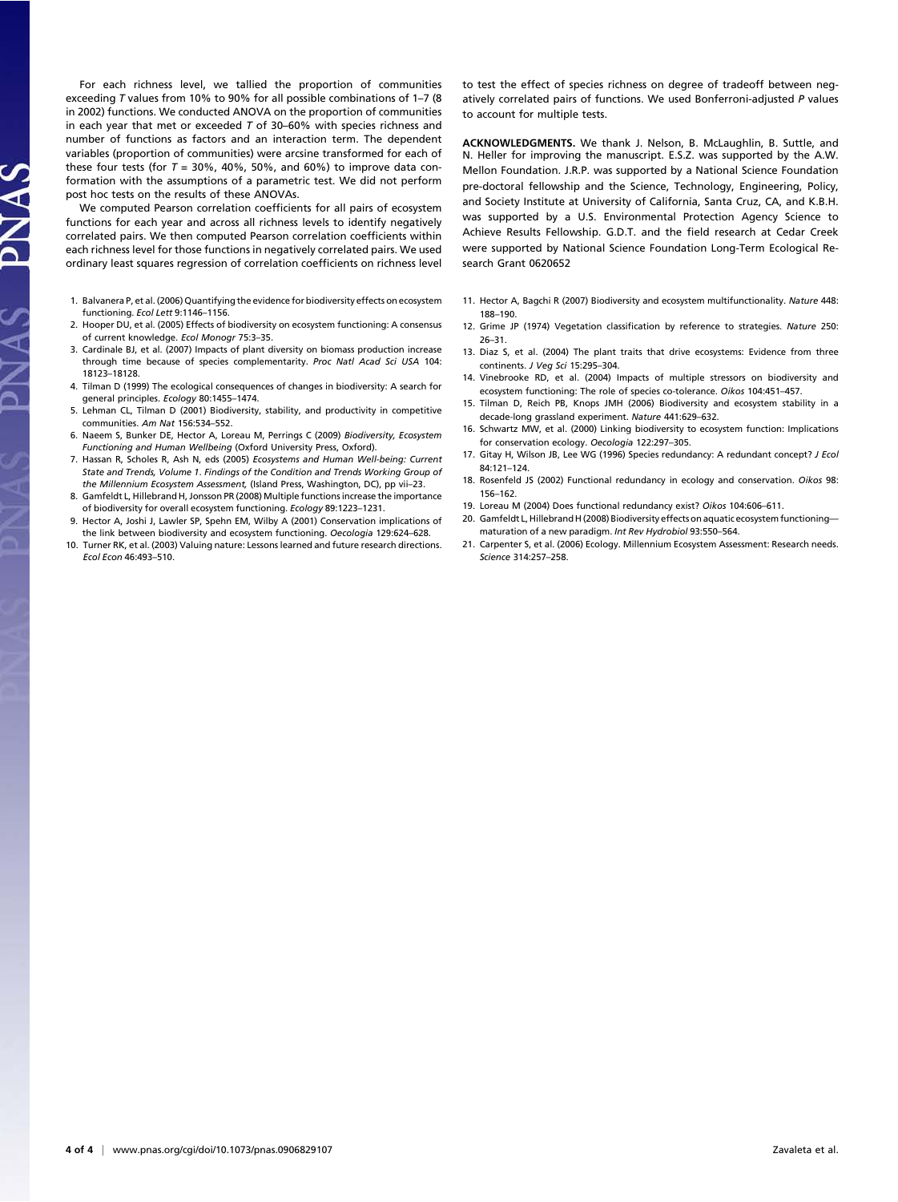For each richness level, we tallied the proportion of communities exceeding $T$ values from 10% to 90% for all possible combinations of 1–7 (8 in 2002) functions. We conducted ANOVA on the proportion of communities in each year that met or exceeded $T$ of 30–60% with species richness and number of functions as factors and an interaction term. The dependent variables (proportion of communities) were arcsine transformed for each of these four tests (for $T$ = 30%, 40%, 50%, and 60%) to improve data conformation with the assumptions of a parametric test. We did not perform post hoc tests on the results of these ANOVAs.

We computed Pearson correlation coefficients for all pairs of ecosystem functions for each year and across all richness levels to identify negatively correlated pairs. We then computed Pearson correlation coefficients within each richness level for those functions in negatively correlated pairs. We used ordinary least squares regression of correlation coefficients on richness level to test the effect of species richness on degree of tradeoff between negatively correlated pairs of functions. We used Bonferroni-adjusted $P$ values to account for multiple tests.

**ACKNOWLEDGMENTS.** We thank J. Nelson, B. McLaughlin, B. Suttle, and N. Heller for improving the manuscript. E.S.Z. was supported by the A.W. Mellon Foundation. J.R.P. was supported by a National Science Foundation pre-doctoral fellowship and the Science, Technology, Engineering, Policy, and Society Institute at University of California, Santa Cruz, CA, and K.B.H. was supported by a U.S. Environmental Protection Agency Science to Achieve Results Fellowship. G.D.T. and the field research at Cedar Creek were supported by National Science Foundation Long-Term Ecological Research Grant 0620652

1. Balvanera P, et al. (2006) Quantifying the evidence for biodiversity effects on ecosystem functioning. *Ecol Lett* 9:1146–1156.
2. Hooper DU, et al. (2005) Effects of biodiversity on ecosystem functioning: A consensus of current knowledge. *Ecol Monogr* 75:3–35.
3. Cardinale BJ, et al. (2007) Impacts of plant diversity on biomass production increase through time because of species complementarity. *Proc Natl Acad Sci USA* 104: 18123–18128.
4. Tilman D (1999) The ecological consequences of changes in biodiversity: A search for general principles. *Ecology* 80:1455–1474.
5. Lehman CL, Tilman D (2001) Biodiversity, stability, and productivity in competitive communities. *Am Nat* 156:534–552.
6. Naeem S, Bunker DE, Hector A, Loreau M, Perrings C (2009) *Biodiversity, Ecosystem Functioning and Human Wellbeing* (Oxford University Press, Oxford).
7. Hassan R, Scholes R, Ash N, eds (2005) *Ecosystems and Human Well-being: Current State and Trends, Volume 1*. *Findings of the Condition and Trends Working Group of the Millennium Ecosystem Assessment,* (Island Press, Washington, DC), pp vii–23.
8. Gamfeldt L, Hillebrand H, Jonsson PR (2008) Multiple functions increase the importance of biodiversity for overall ecosystem functioning. *Ecology* 89:1223–1231.
9. Hector A, Joshi J, Lawler SP, Spehn EM, Wilby A (2001) Conservation implications of the link between biodiversity and ecosystem functioning. *Oecologia* 129:624–628.
10. Turner RK, et al. (2003) Valuing nature: Lessons learned and future research directions. *Ecol Econ* 46:493–510.
11. Hector A, Bagchi R (2007) Biodiversity and ecosystem multifunctionality. *Nature* 448: 188–190.
12. Grime JP (1974) Vegetation classification by reference to strategies. *Nature* 250: 26–31.
13. Diaz S, et al. (2004) The plant traits that drive ecosystems: Evidence from three continents. *J Veg Sci* 15:295–304.
14. Vinebrooke RD, et al. (2004) Impacts of multiple stressors on biodiversity and ecosystem functioning: The role of species co-tolerance. *Oikos* 104:451–457.
15. Tilman D, Reich PB, Knops JMH (2006) Biodiversity and ecosystem stability in a decade-long grassland experiment. *Nature* 441:629–632.
16. Schwartz MW, et al. (2000) Linking biodiversity to ecosystem function: Implications for conservation ecology. *Oecologia* 122:297–305.
17. Gitay H, Wilson JB, Lee WG (1996) Species redundancy: A redundant concept? *J Ecol* 84:121–124.
18. Rosenfeld JS (2002) Functional redundancy in ecology and conservation. *Oikos* 98: 156–162.
19. Loreau M (2004) Does functional redundancy exist? *Oikos* 104:606–611.
20. Gamfeldt L, Hillebrand H (2008) Biodiversity effects on aquatic ecosystem functioning—maturation of a new paradigm. *Int Rev Hydrobiol* 93:550–564.
21. Carpenter S, et al. (2006) Ecology. Millennium Ecosystem Assessment: Research needs. *Science* 314:257–258.